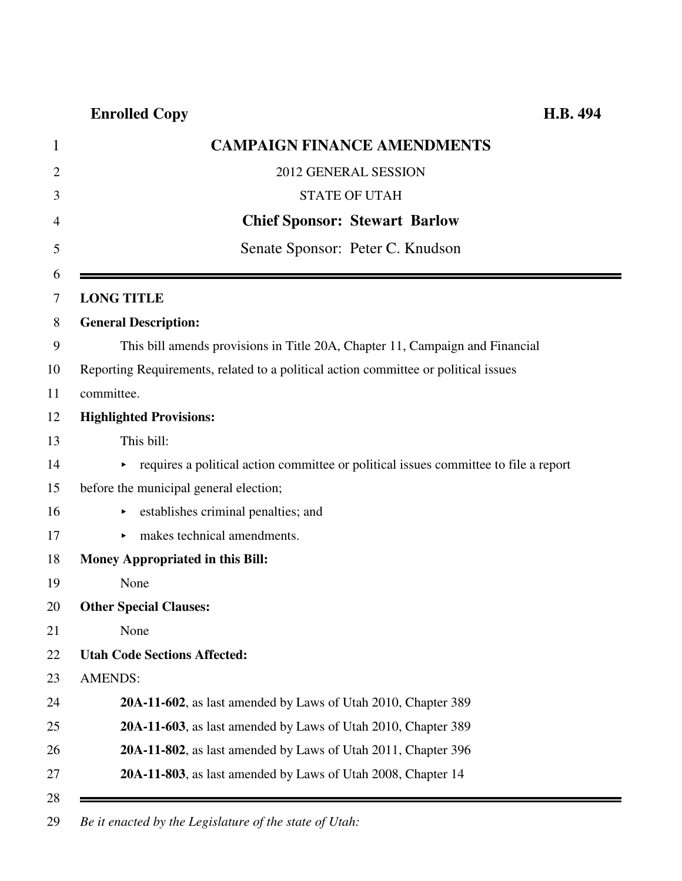**Enrolled Copy** **H.B. 494**

# CAMPAIGN FINANCE AMENDMENTS

2012 GENERAL SESSION

STATE OF UTAH

**Chief Sponsor: Stewart Barlow**

Senate Sponsor: Peter C. Knudson

---

**LONG TITLE**

**General Description:**

This bill amends provisions in Title 20A, Chapter 11, Campaign and Financial Reporting Requirements, related to a political action committee or political issues committee.

**Highlighted Provisions:**

This bill:

- requires a political action committee or political issues committee to file a report before the municipal general election;
- establishes criminal penalties; and
- makes technical amendments.

**Money Appropriated in this Bill:**

None

**Other Special Clauses:**

None

**Utah Code Sections Affected:**

AMENDS:

**20A-11-602**, as last amended by Laws of Utah 2010, Chapter 389

**20A-11-603**, as last amended by Laws of Utah 2010, Chapter 389

**20A-11-802**, as last amended by Laws of Utah 2011, Chapter 396

**20A-11-803**, as last amended by Laws of Utah 2008, Chapter 14

---

*Be it enacted by the Legislature of the state of Utah:*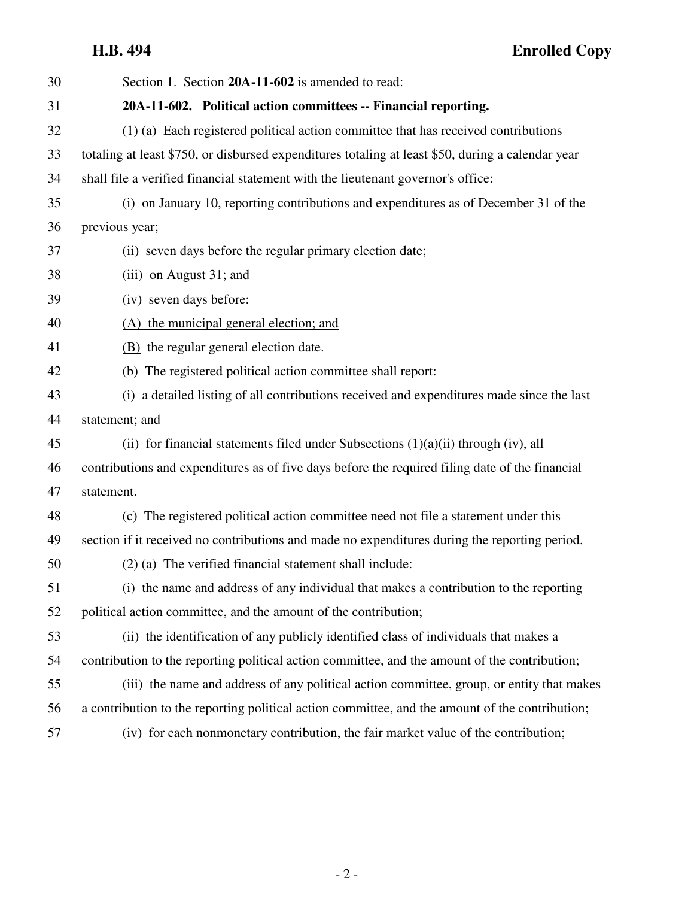Section 1. Section **20A-11-602** is amended to read:

**20A-11-602. Political action committees -- Financial reporting.**

(1) (a) Each registered political action committee that has received contributions totaling at least $750, or disbursed expenditures totaling at least $50, during a calendar year shall file a verified financial statement with the lieutenant governor's office:

(i) on January 10, reporting contributions and expenditures as of December 31 of the previous year;

(ii) seven days before the regular primary election date;

(iii) on August 31; and

(iv) seven days before:

(A) the municipal general election; and

(B) the regular general election date.

(b) The registered political action committee shall report:

(i) a detailed listing of all contributions received and expenditures made since the last statement; and

(ii) for financial statements filed under Subsections (1)(a)(ii) through (iv), all contributions and expenditures as of five days before the required filing date of the financial statement.

(c) The registered political action committee need not file a statement under this section if it received no contributions and made no expenditures during the reporting period.

(2) (a) The verified financial statement shall include:

(i) the name and address of any individual that makes a contribution to the reporting political action committee, and the amount of the contribution;

(ii) the identification of any publicly identified class of individuals that makes a contribution to the reporting political action committee, and the amount of the contribution;

(iii) the name and address of any political action committee, group, or entity that makes a contribution to the reporting political action committee, and the amount of the contribution;

(iv) for each nonmonetary contribution, the fair market value of the contribution;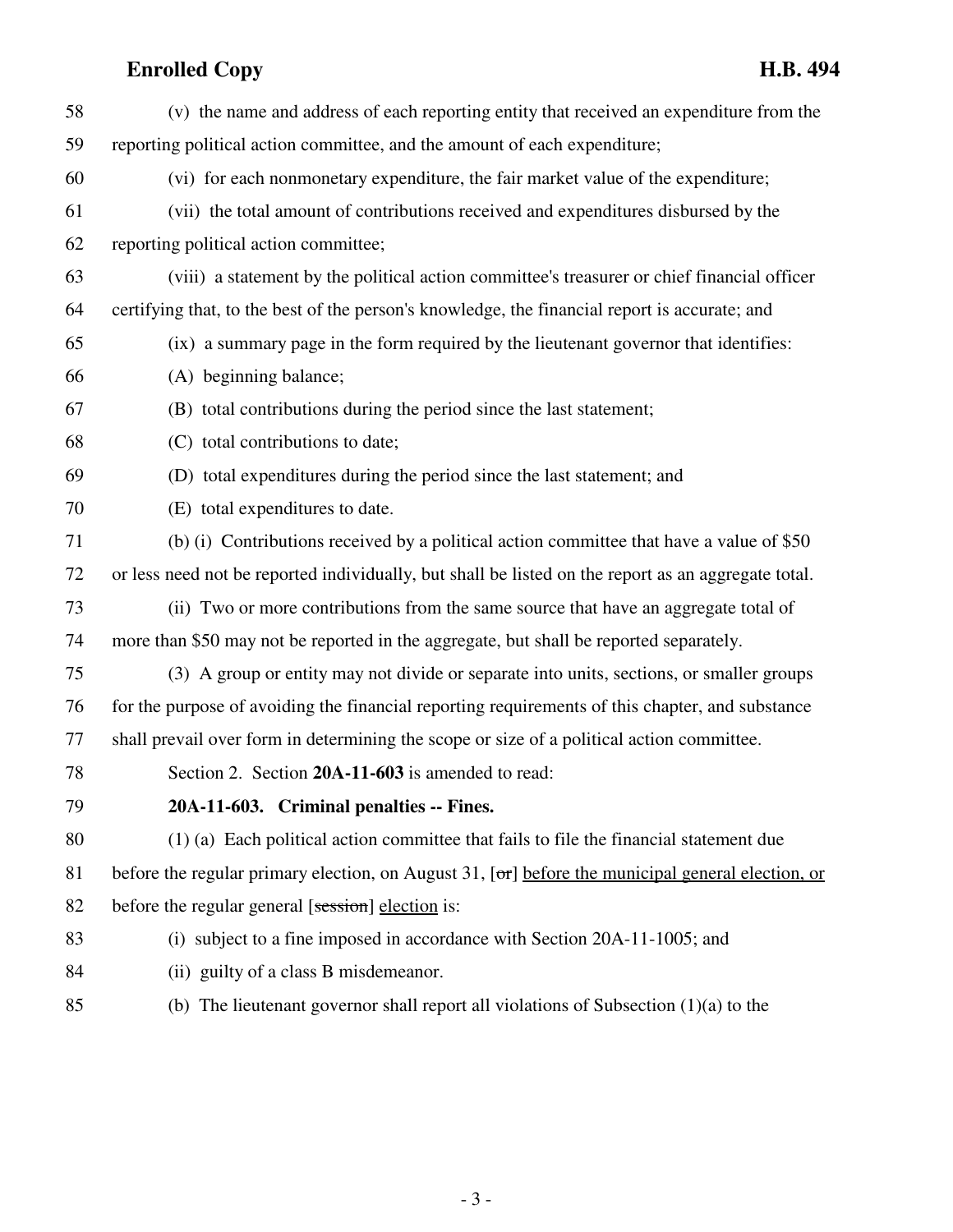58 (v) the name and address of each reporting entity that received an expenditure from the
59 reporting political action committee, and the amount of each expenditure;
60 (vi) for each nonmonetary expenditure, the fair market value of the expenditure;
61 (vii) the total amount of contributions received and expenditures disbursed by the
62 reporting political action committee;
63 (viii) a statement by the political action committee's treasurer or chief financial officer
64 certifying that, to the best of the person's knowledge, the financial report is accurate; and
65 (ix) a summary page in the form required by the lieutenant governor that identifies:
66 (A) beginning balance;
67 (B) total contributions during the period since the last statement;
68 (C) total contributions to date;
69 (D) total expenditures during the period since the last statement; and
70 (E) total expenditures to date.
71 (b) (i) Contributions received by a political action committee that have a value of $50
72 or less need not be reported individually, but shall be listed on the report as an aggregate total.
73 (ii) Two or more contributions from the same source that have an aggregate total of
74 more than $50 may not be reported in the aggregate, but shall be reported separately.
75 (3) A group or entity may not divide or separate into units, sections, or smaller groups
76 for the purpose of avoiding the financial reporting requirements of this chapter, and substance
77 shall prevail over form in determining the scope or size of a political action committee.
78 Section 2. Section **20A-11-603** is amended to read:
79 **20A-11-603. Criminal penalties -- Fines.**
80 (1) (a) Each political action committee that fails to file the financial statement due
81 before the regular primary election, on August 31, [~~or~~] <u>before the municipal general election, or</u>
82 before the regular general [~~session~~] <u>election</u> is:
83 (i) subject to a fine imposed in accordance with Section 20A-11-1005; and
84 (ii) guilty of a class B misdemeanor.
85 (b) The lieutenant governor shall report all violations of Subsection (1)(a) to the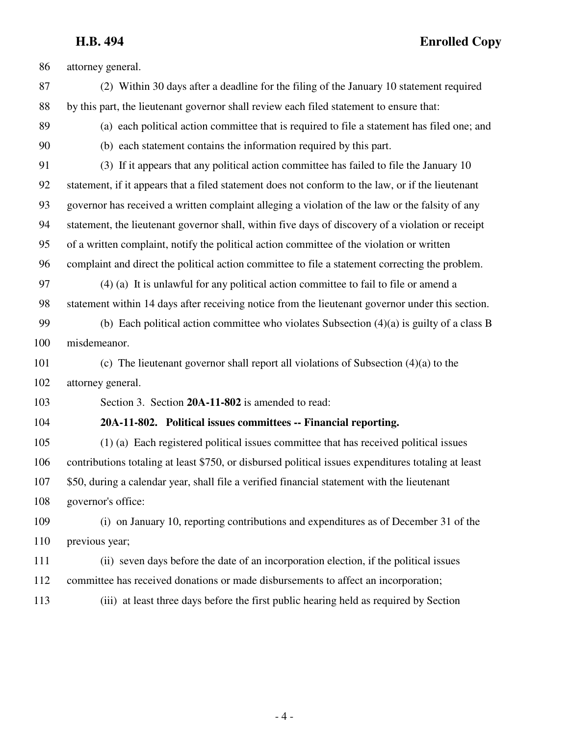attorney general.

(2) Within 30 days after a deadline for the filing of the January 10 statement required by this part, the lieutenant governor shall review each filed statement to ensure that:

(a) each political action committee that is required to file a statement has filed one; and

(b) each statement contains the information required by this part.

(3) If it appears that any political action committee has failed to file the January 10 statement, if it appears that a filed statement does not conform to the law, or if the lieutenant governor has received a written complaint alleging a violation of the law or the falsity of any statement, the lieutenant governor shall, within five days of discovery of a violation or receipt of a written complaint, notify the political action committee of the violation or written complaint and direct the political action committee to file a statement correcting the problem.

(4) (a) It is unlawful for any political action committee to fail to file or amend a statement within 14 days after receiving notice from the lieutenant governor under this section.

(b) Each political action committee who violates Subsection (4)(a) is guilty of a class B misdemeanor.

(c) The lieutenant governor shall report all violations of Subsection (4)(a) to the attorney general.

Section 3. Section **20A-11-802** is amended to read:

**20A-11-802. Political issues committees -- Financial reporting.**

(1) (a) Each registered political issues committee that has received political issues contributions totaling at least $750, or disbursed political issues expenditures totaling at least $50, during a calendar year, shall file a verified financial statement with the lieutenant governor's office:

(i) on January 10, reporting contributions and expenditures as of December 31 of the previous year;

(ii) seven days before the date of an incorporation election, if the political issues committee has received donations or made disbursements to affect an incorporation;

(iii) at least three days before the first public hearing held as required by Section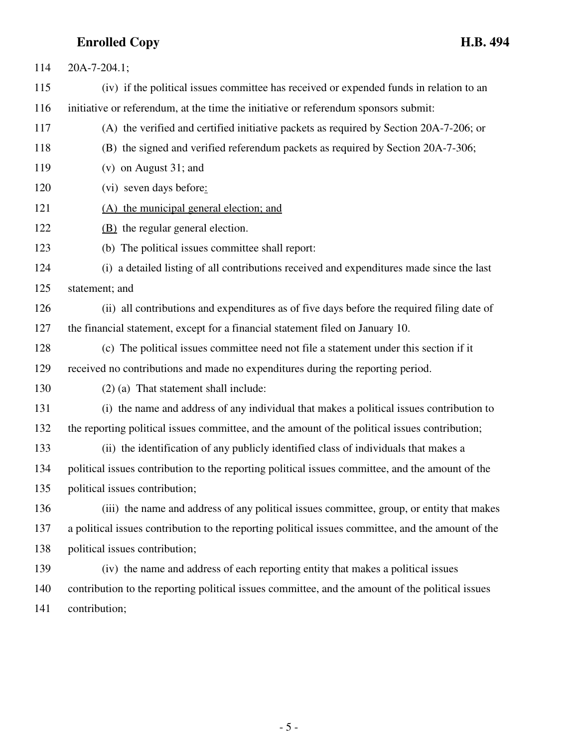114 20A-7-204.1;

115 (iv) if the political issues committee has received or expended funds in relation to an

116 initiative or referendum, at the time the initiative or referendum sponsors submit:

117 (A) the verified and certified initiative packets as required by Section 20A-7-206; or

118 (B) the signed and verified referendum packets as required by Section 20A-7-306;

119 (v) on August 31; and

120 (vi) seven days before:

121 (A) the municipal general election; and

122 (B) the regular general election.

123 (b) The political issues committee shall report:

124 (i) a detailed listing of all contributions received and expenditures made since the last

125 statement; and

126 (ii) all contributions and expenditures as of five days before the required filing date of

127 the financial statement, except for a financial statement filed on January 10.

128 (c) The political issues committee need not file a statement under this section if it

129 received no contributions and made no expenditures during the reporting period.

130 (2) (a) That statement shall include:

131 (i) the name and address of any individual that makes a political issues contribution to

132 the reporting political issues committee, and the amount of the political issues contribution;

133 (ii) the identification of any publicly identified class of individuals that makes a

134 political issues contribution to the reporting political issues committee, and the amount of the

135 political issues contribution;

136 (iii) the name and address of any political issues committee, group, or entity that makes

137 a political issues contribution to the reporting political issues committee, and the amount of the

138 political issues contribution;

139 (iv) the name and address of each reporting entity that makes a political issues

140 contribution to the reporting political issues committee, and the amount of the political issues

141 contribution;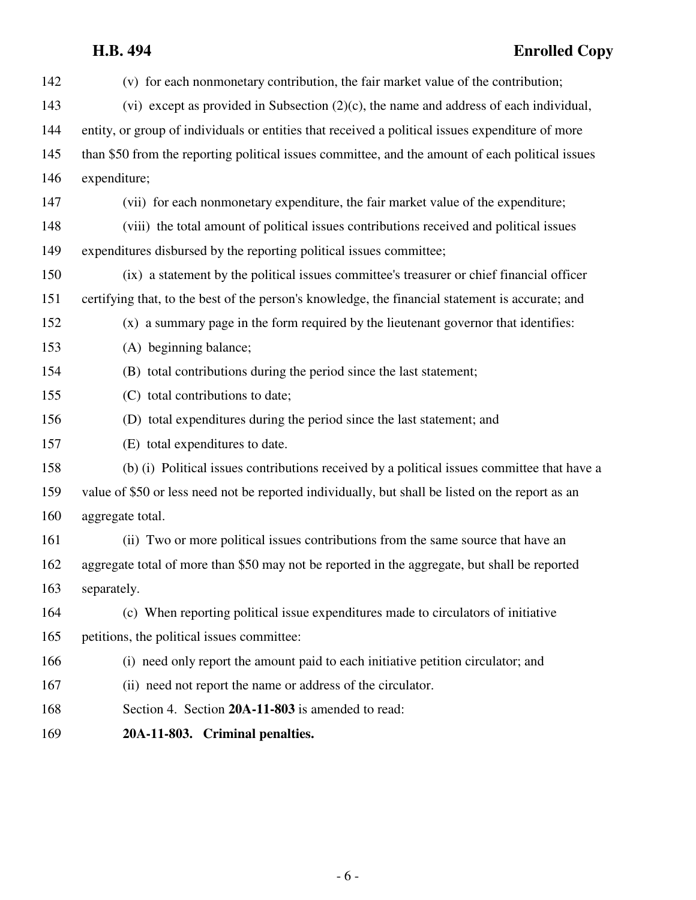(v) for each nonmonetary contribution, the fair market value of the contribution;

(vi) except as provided in Subsection (2)(c), the name and address of each individual, entity, or group of individuals or entities that received a political issues expenditure of more than $50 from the reporting political issues committee, and the amount of each political issues expenditure;

(vii) for each nonmonetary expenditure, the fair market value of the expenditure;

(viii) the total amount of political issues contributions received and political issues expenditures disbursed by the reporting political issues committee;

(ix) a statement by the political issues committee's treasurer or chief financial officer certifying that, to the best of the person's knowledge, the financial statement is accurate; and

(x) a summary page in the form required by the lieutenant governor that identifies:

(A) beginning balance;

(B) total contributions during the period since the last statement;

(C) total contributions to date;

(D) total expenditures during the period since the last statement; and

(E) total expenditures to date.

(b) (i) Political issues contributions received by a political issues committee that have a value of $50 or less need not be reported individually, but shall be listed on the report as an aggregate total.

(ii) Two or more political issues contributions from the same source that have an aggregate total of more than $50 may not be reported in the aggregate, but shall be reported separately.

(c) When reporting political issue expenditures made to circulators of initiative petitions, the political issues committee:

(i) need only report the amount paid to each initiative petition circulator; and

(ii) need not report the name or address of the circulator.

Section 4. Section **20A-11-803** is amended to read:

**20A-11-803. Criminal penalties.**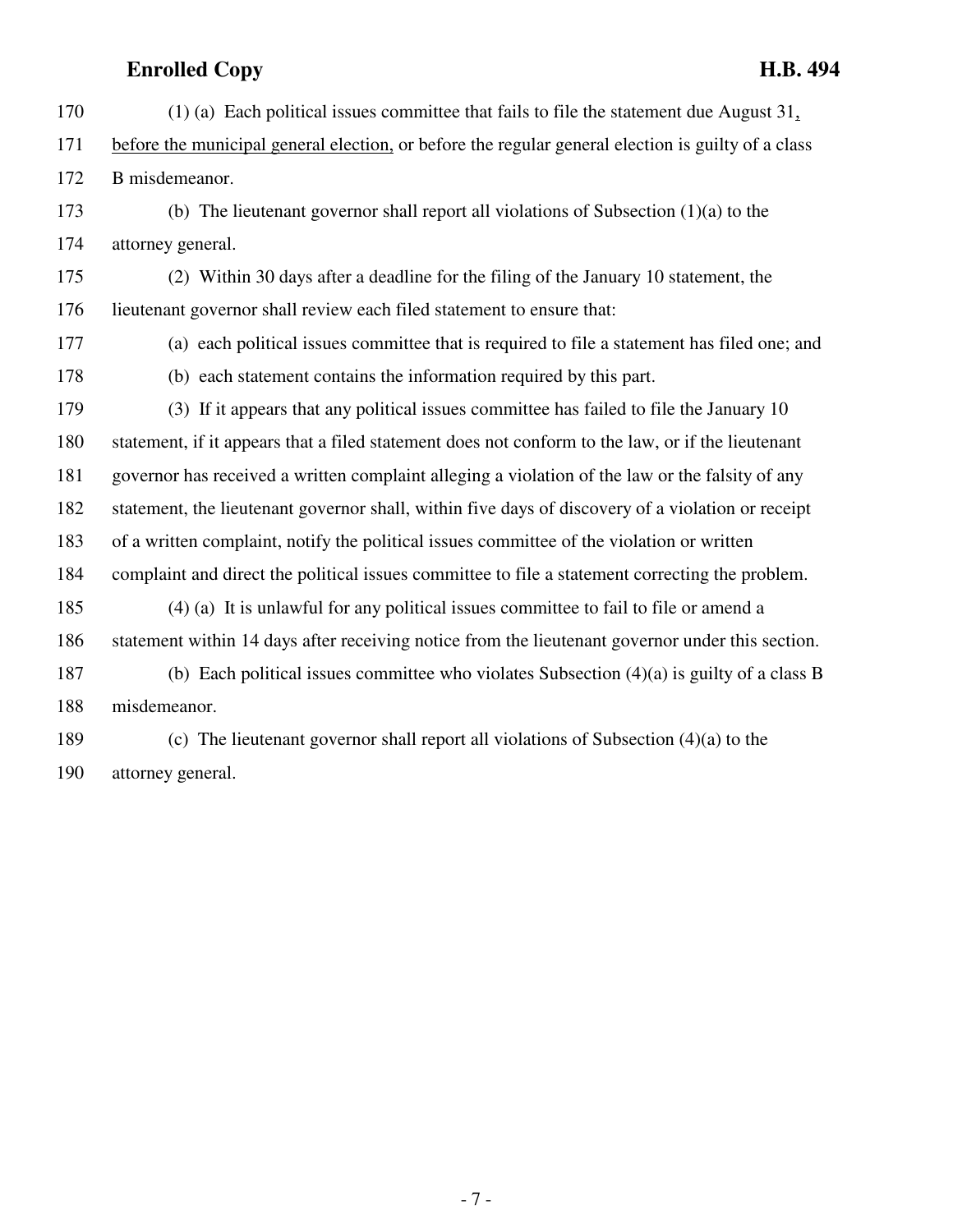(1) (a) Each political issues committee that fails to file the statement due August 31, before the municipal general election, or before the regular general election is guilty of a class B misdemeanor.

(b) The lieutenant governor shall report all violations of Subsection (1)(a) to the attorney general.

(2) Within 30 days after a deadline for the filing of the January 10 statement, the lieutenant governor shall review each filed statement to ensure that:

(a) each political issues committee that is required to file a statement has filed one; and

(b) each statement contains the information required by this part.

(3) If it appears that any political issues committee has failed to file the January 10 statement, if it appears that a filed statement does not conform to the law, or if the lieutenant governor has received a written complaint alleging a violation of the law or the falsity of any statement, the lieutenant governor shall, within five days of discovery of a violation or receipt of a written complaint, notify the political issues committee of the violation or written complaint and direct the political issues committee to file a statement correcting the problem.

(4) (a) It is unlawful for any political issues committee to fail to file or amend a statement within 14 days after receiving notice from the lieutenant governor under this section.

(b) Each political issues committee who violates Subsection (4)(a) is guilty of a class B misdemeanor.

(c) The lieutenant governor shall report all violations of Subsection (4)(a) to the attorney general.